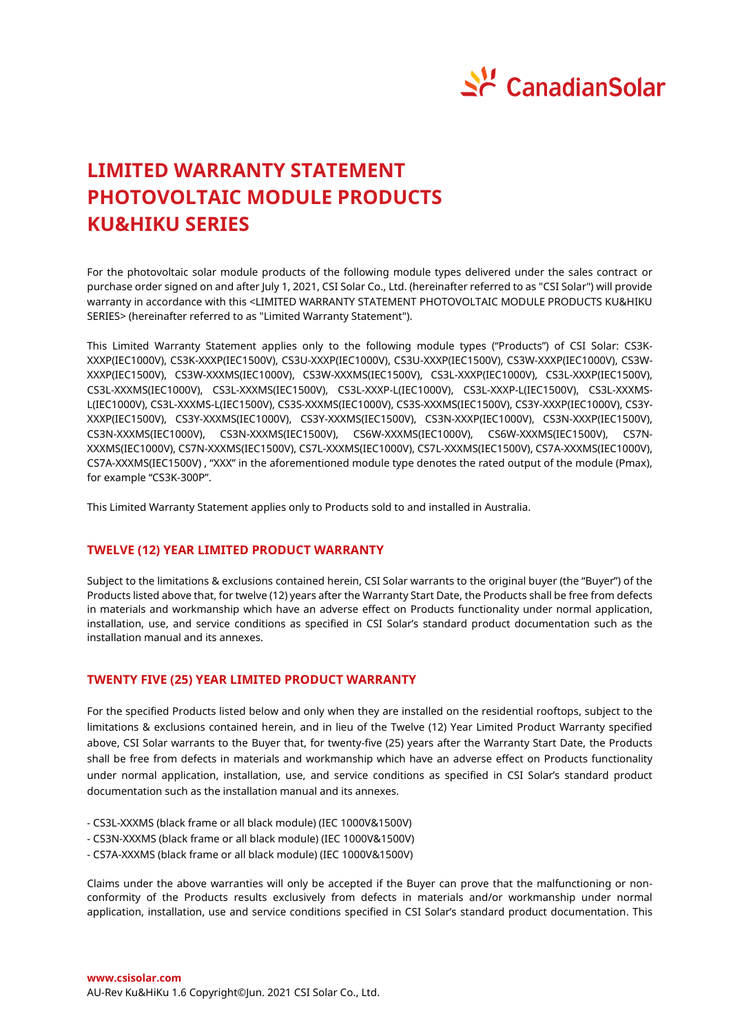# LIMITED WARRANTY STATEMENT PHOTOVOLTAIC MODULE PRODUCTS KU&HIKU SERIES

For the photovoltaic solar module products of the following module types delivered under the sales contract or purchase order signed on and after July 1, 2021, CSI Solar Co., Ltd. (hereinafter referred to as "CSI Solar") will provide warranty in accordance with this <LIMITED WARRANTY STATEMENT PHOTOVOLTAIC MODULE PRODUCTS KU&HIKU SERIES> (hereinafter referred to as "Limited Warranty Statement").

This Limited Warranty Statement applies only to the following module types ("Products") of CSI Solar: CS3K-XXXP(IEC1000V), CS3K-XXXP(IEC1500V), CS3U-XXXP(IEC1000V), CS3U-XXXP(IEC1500V), CS3W-XXXP(IEC1000V), CS3W-XXXP(IEC1500V), CS3W-XXXMS(IEC1000V), CS3W-XXXMS(IEC1500V), CS3L-XXXP(IEC1000V), CS3L-XXXP(IEC1500V), CS3L-XXXMS(IEC1000V), CS3L-XXXMS(IEC1500V), CS3L-XXXP-L(IEC1000V), CS3L-XXXP-L(IEC1500V), CS3L-XXXMS-L(IEC1000V), CS3L-XXXMS-L(IEC1500V), CS3S-XXXMS(IEC1000V), CS3S-XXXMS(IEC1500V), CS3Y-XXXP(IEC1000V), CS3Y-XXXP(IEC1500V), CS3Y-XXXMS(IEC1000V), CS3Y-XXXMS(IEC1500V), CS3N-XXXP(IEC1000V), CS3N-XXXP(IEC1500V), CS3N-XXXMS(IEC1000V), CS3N-XXXMS(IEC1500V), CS6W-XXXMS(IEC1000V), CS6W-XXXMS(IEC1500V), CS7N-XXXMS(IEC1000V), CS7N-XXXMS(IEC1500V), CS7L-XXXMS(IEC1000V), CS7L-XXXMS(IEC1500V), CS7A-XXXMS(IEC1000V), CS7A-XXXMS(IEC1500V) , "XXX" in the aforementioned module type denotes the rated output of the module (Pmax), for example "CS3K-300P".

This Limited Warranty Statement applies only to Products sold to and installed in Australia.

## TWELVE (12) YEAR LIMITED PRODUCT WARRANTY

Subject to the limitations & exclusions contained herein, CSI Solar warrants to the original buyer (the "Buyer") of the Products listed above that, for twelve (12) years after the Warranty Start Date, the Products shall be free from defects in materials and workmanship which have an adverse effect on Products functionality under normal application, installation, use, and service conditions as specified in CSI Solar's standard product documentation such as the installation manual and its annexes.

## TWENTY FIVE (25) YEAR LIMITED PRODUCT WARRANTY

For the specified Products listed below and only when they are installed on the residential rooftops, subject to the limitations & exclusions contained herein, and in lieu of the Twelve (12) Year Limited Product Warranty specified above, CSI Solar warrants to the Buyer that, for twenty-five (25) years after the Warranty Start Date, the Products shall be free from defects in materials and workmanship which have an adverse effect on Products functionality under normal application, installation, use, and service conditions as specified in CSI Solar's standard product documentation such as the installation manual and its annexes.

- CS3L-XXXMS (black frame or all black module) (IEC 1000V&1500V)
- CS3N-XXXMS (black frame or all black module) (IEC 1000V&1500V)
- CS7A-XXXMS (black frame or all black module) (IEC 1000V&1500V)

Claims under the above warranties will only be accepted if the Buyer can prove that the malfunctioning or non-conformity of the Products results exclusively from defects in materials and/or workmanship under normal application, installation, use and service conditions specified in CSI Solar's standard product documentation. This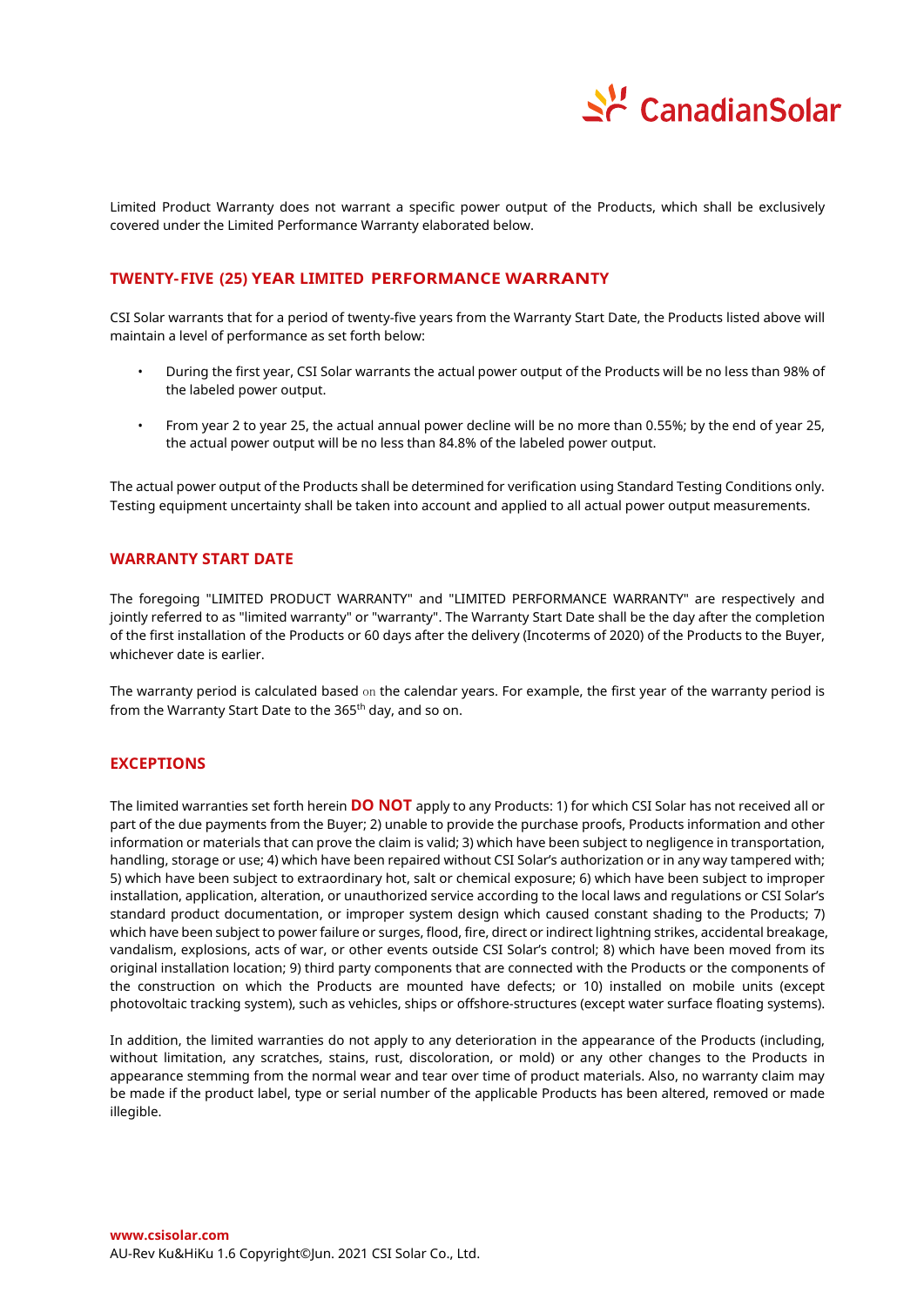Limited Product Warranty does not warrant a specific power output of the Products, which shall be exclusively covered under the Limited Performance Warranty elaborated below.

## TWENTY-FIVE (25) YEAR LIMITED PERFORMANCE WARRANTY

CSI Solar warrants that for a period of twenty-five years from the Warranty Start Date, the Products listed above will maintain a level of performance as set forth below:

- During the first year, CSI Solar warrants the actual power output of the Products will be no less than 98% of the labeled power output.
- From year 2 to year 25, the actual annual power decline will be no more than 0.55%; by the end of year 25, the actual power output will be no less than 84.8% of the labeled power output.

The actual power output of the Products shall be determined for verification using Standard Testing Conditions only. Testing equipment uncertainty shall be taken into account and applied to all actual power output measurements.

## WARRANTY START DATE

The foregoing "LIMITED PRODUCT WARRANTY" and "LIMITED PERFORMANCE WARRANTY" are respectively and jointly referred to as "limited warranty" or "warranty". The Warranty Start Date shall be the day after the completion of the first installation of the Products or 60 days after the delivery (Incoterms of 2020) of the Products to the Buyer, whichever date is earlier.

The warranty period is calculated based on the calendar years. For example, the first year of the warranty period is from the Warranty Start Date to the 365th day, and so on.

## EXCEPTIONS

The limited warranties set forth herein **DO NOT** apply to any Products: 1) for which CSI Solar has not received all or part of the due payments from the Buyer; 2) unable to provide the purchase proofs, Products information and other information or materials that can prove the claim is valid; 3) which have been subject to negligence in transportation, handling, storage or use; 4) which have been repaired without CSI Solar's authorization or in any way tampered with; 5) which have been subject to extraordinary hot, salt or chemical exposure; 6) which have been subject to improper installation, application, alteration, or unauthorized service according to the local laws and regulations or CSI Solar's standard product documentation, or improper system design which caused constant shading to the Products; 7) which have been subject to power failure or surges, flood, fire, direct or indirect lightning strikes, accidental breakage, vandalism, explosions, acts of war, or other events outside CSI Solar's control; 8) which have been moved from its original installation location; 9) third party components that are connected with the Products or the components of the construction on which the Products are mounted have defects; or 10) installed on mobile units (except photovoltaic tracking system), such as vehicles, ships or offshore-structures (except water surface floating systems).

In addition, the limited warranties do not apply to any deterioration in the appearance of the Products (including, without limitation, any scratches, stains, rust, discoloration, or mold) or any other changes to the Products in appearance stemming from the normal wear and tear over time of product materials. Also, no warranty claim may be made if the product label, type or serial number of the applicable Products has been altered, removed or made illegible.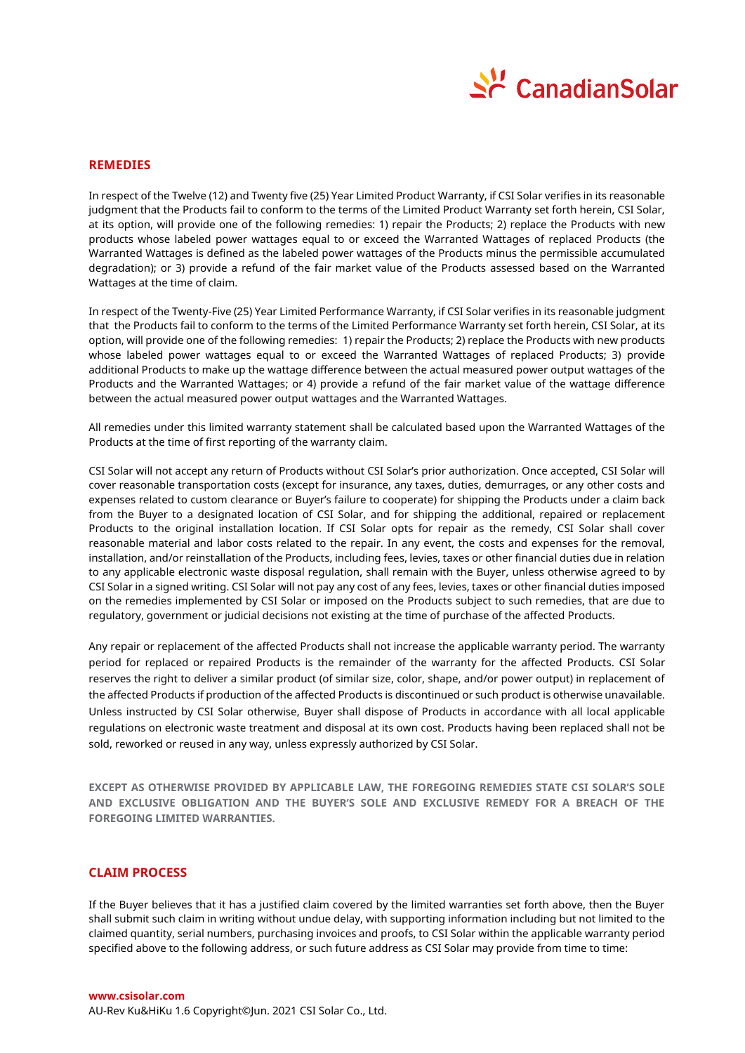## REMEDIES

In respect of the Twelve (12) and Twenty five (25) Year Limited Product Warranty, if CSI Solar verifies in its reasonable judgment that the Products fail to conform to the terms of the Limited Product Warranty set forth herein, CSI Solar, at its option, will provide one of the following remedies: 1) repair the Products; 2) replace the Products with new products whose labeled power wattages equal to or exceed the Warranted Wattages of replaced Products (the Warranted Wattages is defined as the labeled power wattages of the Products minus the permissible accumulated degradation); or 3) provide a refund of the fair market value of the Products assessed based on the Warranted Wattages at the time of claim.

In respect of the Twenty-Five (25) Year Limited Performance Warranty, if CSI Solar verifies in its reasonable judgment that the Products fail to conform to the terms of the Limited Performance Warranty set forth herein, CSI Solar, at its option, will provide one of the following remedies: 1) repair the Products; 2) replace the Products with new products whose labeled power wattages equal to or exceed the Warranted Wattages of replaced Products; 3) provide additional Products to make up the wattage difference between the actual measured power output wattages of the Products and the Warranted Wattages; or 4) provide a refund of the fair market value of the wattage difference between the actual measured power output wattages and the Warranted Wattages.

All remedies under this limited warranty statement shall be calculated based upon the Warranted Wattages of the Products at the time of first reporting of the warranty claim.

CSI Solar will not accept any return of Products without CSI Solar's prior authorization. Once accepted, CSI Solar will cover reasonable transportation costs (except for insurance, any taxes, duties, demurrages, or any other costs and expenses related to custom clearance or Buyer's failure to cooperate) for shipping the Products under a claim back from the Buyer to a designated location of CSI Solar, and for shipping the additional, repaired or replacement Products to the original installation location. If CSI Solar opts for repair as the remedy, CSI Solar shall cover reasonable material and labor costs related to the repair. In any event, the costs and expenses for the removal, installation, and/or reinstallation of the Products, including fees, levies, taxes or other financial duties due in relation to any applicable electronic waste disposal regulation, shall remain with the Buyer, unless otherwise agreed to by CSI Solar in a signed writing. CSI Solar will not pay any cost of any fees, levies, taxes or other financial duties imposed on the remedies implemented by CSI Solar or imposed on the Products subject to such remedies, that are due to regulatory, government or judicial decisions not existing at the time of purchase of the affected Products.

Any repair or replacement of the affected Products shall not increase the applicable warranty period. The warranty period for replaced or repaired Products is the remainder of the warranty for the affected Products. CSI Solar reserves the right to deliver a similar product (of similar size, color, shape, and/or power output) in replacement of the affected Products if production of the affected Products is discontinued or such product is otherwise unavailable. Unless instructed by CSI Solar otherwise, Buyer shall dispose of Products in accordance with all local applicable regulations on electronic waste treatment and disposal at its own cost. Products having been replaced shall not be sold, reworked or reused in any way, unless expressly authorized by CSI Solar.

**EXCEPT AS OTHERWISE PROVIDED BY APPLICABLE LAW, THE FOREGOING REMEDIES STATE CSI SOLAR'S SOLE AND EXCLUSIVE OBLIGATION AND THE BUYER'S SOLE AND EXCLUSIVE REMEDY FOR A BREACH OF THE FOREGOING LIMITED WARRANTIES.**

## CLAIM PROCESS

If the Buyer believes that it has a justified claim covered by the limited warranties set forth above, then the Buyer shall submit such claim in writing without undue delay, with supporting information including but not limited to the claimed quantity, serial numbers, purchasing invoices and proofs, to CSI Solar within the applicable warranty period specified above to the following address, or such future address as CSI Solar may provide from time to time: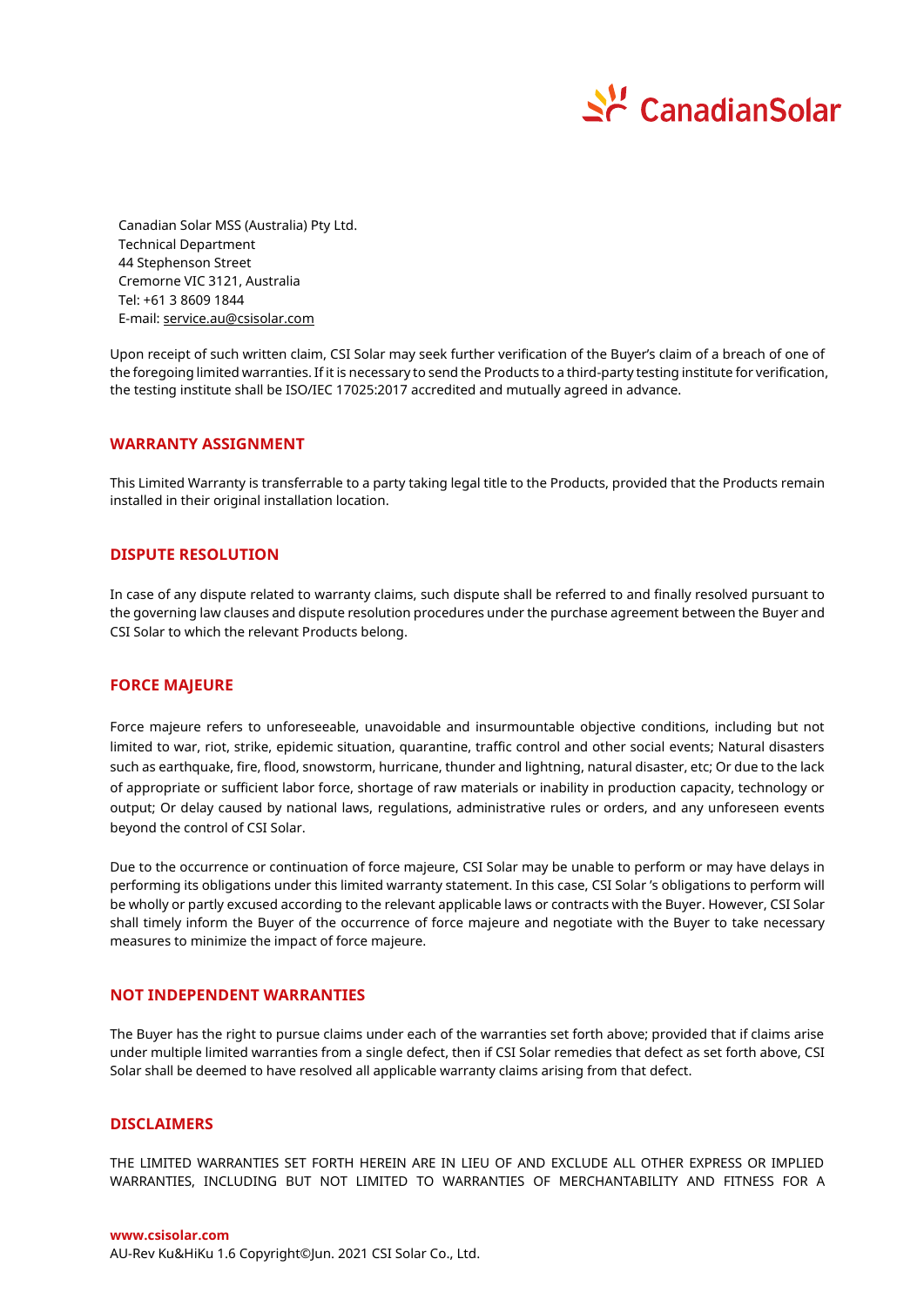Canadian Solar MSS (Australia) Pty Ltd.
Technical Department
44 Stephenson Street
Cremorne VIC 3121, Australia
Tel: +61 3 8609 1844
E-mail: service.au@csisolar.com

Upon receipt of such written claim, CSI Solar may seek further verification of the Buyer's claim of a breach of one of the foregoing limited warranties. If it is necessary to send the Products to a third-party testing institute for verification, the testing institute shall be ISO/IEC 17025:2017 accredited and mutually agreed in advance.

## WARRANTY ASSIGNMENT

This Limited Warranty is transferrable to a party taking legal title to the Products, provided that the Products remain installed in their original installation location.

## DISPUTE RESOLUTION

In case of any dispute related to warranty claims, such dispute shall be referred to and finally resolved pursuant to the governing law clauses and dispute resolution procedures under the purchase agreement between the Buyer and CSI Solar to which the relevant Products belong.

## FORCE MAJEURE

Force majeure refers to unforeseeable, unavoidable and insurmountable objective conditions, including but not limited to war, riot, strike, epidemic situation, quarantine, traffic control and other social events; Natural disasters such as earthquake, fire, flood, snowstorm, hurricane, thunder and lightning, natural disaster, etc; Or due to the lack of appropriate or sufficient labor force, shortage of raw materials or inability in production capacity, technology or output; Or delay caused by national laws, regulations, administrative rules or orders, and any unforeseen events beyond the control of CSI Solar.

Due to the occurrence or continuation of force majeure, CSI Solar may be unable to perform or may have delays in performing its obligations under this limited warranty statement. In this case, CSI Solar 's obligations to perform will be wholly or partly excused according to the relevant applicable laws or contracts with the Buyer. However, CSI Solar shall timely inform the Buyer of the occurrence of force majeure and negotiate with the Buyer to take necessary measures to minimize the impact of force majeure.

## NOT INDEPENDENT WARRANTIES

The Buyer has the right to pursue claims under each of the warranties set forth above; provided that if claims arise under multiple limited warranties from a single defect, then if CSI Solar remedies that defect as set forth above, CSI Solar shall be deemed to have resolved all applicable warranty claims arising from that defect.

## DISCLAIMERS

THE LIMITED WARRANTIES SET FORTH HEREIN ARE IN LIEU OF AND EXCLUDE ALL OTHER EXPRESS OR IMPLIED WARRANTIES, INCLUDING BUT NOT LIMITED TO WARRANTIES OF MERCHANTABILITY AND FITNESS FOR A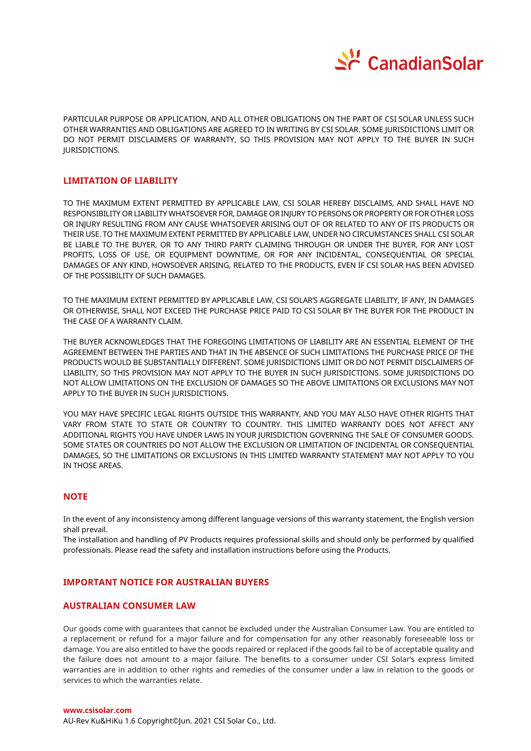PARTICULAR PURPOSE OR APPLICATION, AND ALL OTHER OBLIGATIONS ON THE PART OF CSI SOLAR UNLESS SUCH OTHER WARRANTIES AND OBLIGATIONS ARE AGREED TO IN WRITING BY CSI SOLAR. SOME JURISDICTIONS LIMIT OR DO NOT PERMIT DISCLAIMERS OF WARRANTY, SO THIS PROVISION MAY NOT APPLY TO THE BUYER IN SUCH JURISDICTIONS.

## LIMITATION OF LIABILITY

TO THE MAXIMUM EXTENT PERMITTED BY APPLICABLE LAW, CSI SOLAR HEREBY DISCLAIMS, AND SHALL HAVE NO RESPONSIBILITY OR LIABILITY WHATSOEVER FOR, DAMAGE OR INJURY TO PERSONS OR PROPERTY OR FOR OTHER LOSS OR INJURY RESULTING FROM ANY CAUSE WHATSOEVER ARISING OUT OF OR RELATED TO ANY OF ITS PRODUCTS OR THEIR USE. TO THE MAXIMUM EXTENT PERMITTED BY APPLICABLE LAW, UNDER NO CIRCUMSTANCES SHALL CSI SOLAR BE LIABLE TO THE BUYER, OR TO ANY THIRD PARTY CLAIMING THROUGH OR UNDER THE BUYER, FOR ANY LOST PROFITS, LOSS OF USE, OR EQUIPMENT DOWNTIME, OR FOR ANY INCIDENTAL, CONSEQUENTIAL OR SPECIAL DAMAGES OF ANY KIND, HOWSOEVER ARISING, RELATED TO THE PRODUCTS, EVEN IF CSI SOLAR HAS BEEN ADVISED OF THE POSSIBILITY OF SUCH DAMAGES.

TO THE MAXIMUM EXTENT PERMITTED BY APPLICABLE LAW, CSI SOLAR'S AGGREGATE LIABILITY, IF ANY, IN DAMAGES OR OTHERWISE, SHALL NOT EXCEED THE PURCHASE PRICE PAID TO CSI SOLAR BY THE BUYER FOR THE PRODUCT IN THE CASE OF A WARRANTY CLAIM.

THE BUYER ACKNOWLEDGES THAT THE FOREGOING LIMITATIONS OF LIABILITY ARE AN ESSENTIAL ELEMENT OF THE AGREEMENT BETWEEN THE PARTIES AND THAT IN THE ABSENCE OF SUCH LIMITATIONS THE PURCHASE PRICE OF THE PRODUCTS WOULD BE SUBSTANTIALLY DIFFERENT. SOME JURISDICTIONS LIMIT OR DO NOT PERMIT DISCLAIMERS OF LIABILITY, SO THIS PROVISION MAY NOT APPLY TO THE BUYER IN SUCH JURISDICTIONS. SOME JURISDICTIONS DO NOT ALLOW LIMITATIONS ON THE EXCLUSION OF DAMAGES SO THE ABOVE LIMITATIONS OR EXCLUSIONS MAY NOT APPLY TO THE BUYER IN SUCH JURISDICTIONS.

YOU MAY HAVE SPECIFIC LEGAL RIGHTS OUTSIDE THIS WARRANTY, AND YOU MAY ALSO HAVE OTHER RIGHTS THAT VARY FROM STATE TO STATE OR COUNTRY TO COUNTRY. THIS LIMITED WARRANTY DOES NOT AFFECT ANY ADDITIONAL RIGHTS YOU HAVE UNDER LAWS IN YOUR JURISDICTION GOVERNING THE SALE OF CONSUMER GOODS. SOME STATES OR COUNTRIES DO NOT ALLOW THE EXCLUSION OR LIMITATION OF INCIDENTAL OR CONSEQUENTIAL DAMAGES, SO THE LIMITATIONS OR EXCLUSIONS IN THIS LIMITED WARRANTY STATEMENT MAY NOT APPLY TO YOU IN THOSE AREAS.

## NOTE

In the event of any inconsistency among different language versions of this warranty statement, the English version shall prevail.

The installation and handling of PV Products requires professional skills and should only be performed by qualified professionals. Please read the safety and installation instructions before using the Products.

## IMPORTANT NOTICE FOR AUSTRALIAN BUYERS

## AUSTRALIAN CONSUMER LAW

Our goods come with guarantees that cannot be excluded under the Australian Consumer Law. You are entitled to a replacement or refund for a major failure and for compensation for any other reasonably foreseeable loss or damage. You are also entitled to have the goods repaired or replaced if the goods fail to be of acceptable quality and the failure does not amount to a major failure. The benefits to a consumer under CSI Solar's express limited warranties are in addition to other rights and remedies of the consumer under a law in relation to the goods or services to which the warranties relate.